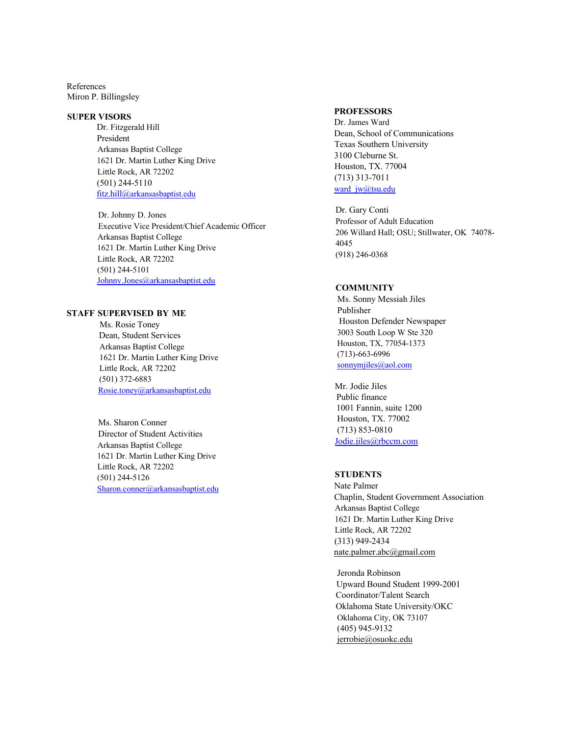References
Miron P. Billingsley

**SUPER VISORS**

Dr. Fitzgerald Hill
President
Arkansas Baptist College
1621 Dr. Martin Luther King Drive
Little Rock, AR 72202
(501) 244-5110
fitz.hill@arkansasbaptist.edu

Dr. Johnny D. Jones
Executive Vice President/Chief Academic Officer
Arkansas Baptist College
1621 Dr. Martin Luther King Drive
Little Rock, AR 72202
(501) 244-5101
Johnny.Jones@arkansasbaptist.edu

**STAFF SUPERVISED BY ME**

Ms. Rosie Toney
Dean, Student Services
Arkansas Baptist College
1621 Dr. Martin Luther King Drive
Little Rock, AR 72202
(501) 372-6883
Rosie.toney@arkansasbaptist.edu

Ms. Sharon Conner
Director of Student Activities
Arkansas Baptist College
1621 Dr. Martin Luther King Drive
Little Rock, AR 72202
(501) 244-5126
Sharon.conner@arkansasbaptist.edu

**PROFESSORS**

Dr. James Ward
Dean, School of Communications
Texas Southern University
3100 Cleburne St.
Houston, TX. 77004
(713) 313-7011
ward_jw@tsu.edu

Dr. Gary Conti
Professor of Adult Education
206 Willard Hall; OSU; Stillwater, OK 74078-4045
(918) 246-0368

**COMMUNITY**

Ms. Sonny Messiah Jiles
Publisher
Houston Defender Newspaper
3003 South Loop W Ste 320
Houston, TX, 77054-1373
(713)-663-6996
sonnymjiles@aol.com

Mr. Jodie Jiles
Public finance
1001 Fannin, suite 1200
Houston, TX. 77002
(713) 853-0810
Jodie.jiles@rbccm.com

**STUDENTS**

Nate Palmer
Chaplin, Student Government Association
Arkansas Baptist College
1621 Dr. Martin Luther King Drive
Little Rock, AR 72202
(313) 949-2434
nate.palmer.abc@gmail.com

Jeronda Robinson
Upward Bound Student 1999-2001
Coordinator/Talent Search
Oklahoma State University/OKC
Oklahoma City, OK 73107
(405) 945-9132
jerrobie@osuokc.edu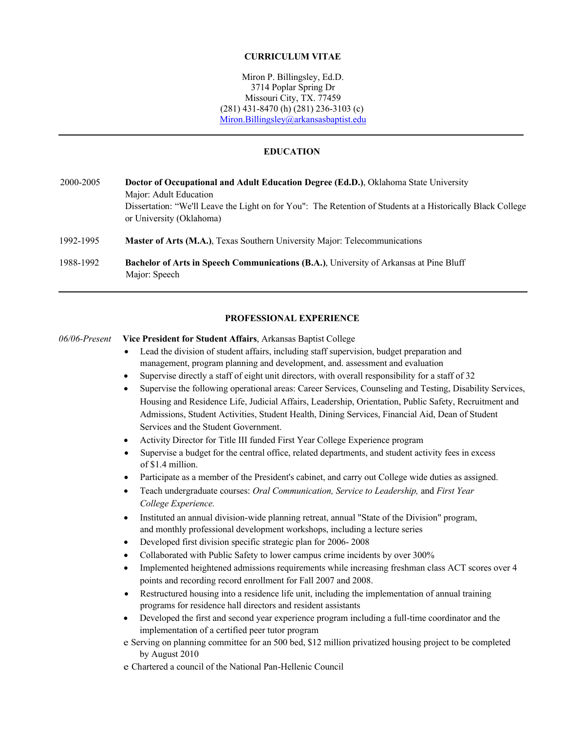**CURRICULUM VITAE**

Miron P. Billingsley, Ed.D.
3714 Poplar Spring Dr
Missouri City, TX. 77459
(281) 431-8470 (h) (281) 236-3103 (c)
Miron.Billingsley@arkansasbaptist.edu

---

## EDUCATION

2000-2005 **Doctor of Occupational and Adult Education Degree (Ed.D.)**, Oklahoma State University
Major: Adult Education
Dissertation: "We'll Leave the Light on for You": The Retention of Students at a Historically Black College or University (Oklahoma)

1992-1995 **Master of Arts (M.A.)**, Texas Southern University Major: Telecommunications

1988-1992 **Bachelor of Arts in Speech Communications (B.A.)**, University of Arkansas at Pine Bluff
Major: Speech

---

## PROFESSIONAL EXPERIENCE

*06/06-Present* **Vice President for Student Affairs**, Arkansas Baptist College

- Lead the division of student affairs, including staff supervision, budget preparation and management, program planning and development, and. assessment and evaluation
- Supervise directly a staff of eight unit directors, with overall responsibility for a staff of 32
- Supervise the following operational areas: Career Services, Counseling and Testing, Disability Services, Housing and Residence Life, Judicial Affairs, Leadership, Orientation, Public Safety, Recruitment and Admissions, Student Activities, Student Health, Dining Services, Financial Aid, Dean of Student Services and the Student Government.
- Activity Director for Title III funded First Year College Experience program
- Supervise a budget for the central office, related departments, and student activity fees in excess of $1.4 million.
- Participate as a member of the President's cabinet, and carry out College wide duties as assigned.
- Teach undergraduate courses: *Oral Communication, Service to Leadership,* and *First Year College Experience.*
- Instituted an annual division-wide planning retreat, annual "State of the Division" program, and monthly professional development workshops, including a lecture series
- Developed first division specific strategic plan for 2006- 2008
- Collaborated with Public Safety to lower campus crime incidents by over 300%
- Implemented heightened admissions requirements while increasing freshman class ACT scores over 4 points and recording record enrollment for Fall 2007 and 2008.
- Restructured housing into a residence life unit, including the implementation of annual training programs for residence hall directors and resident assistants
- Developed the first and second year experience program including a full-time coordinator and the implementation of a certified peer tutor program
- Serving on planning committee for an 500 bed, $12 million privatized housing project to be completed by August 2010
- Chartered a council of the National Pan-Hellenic Council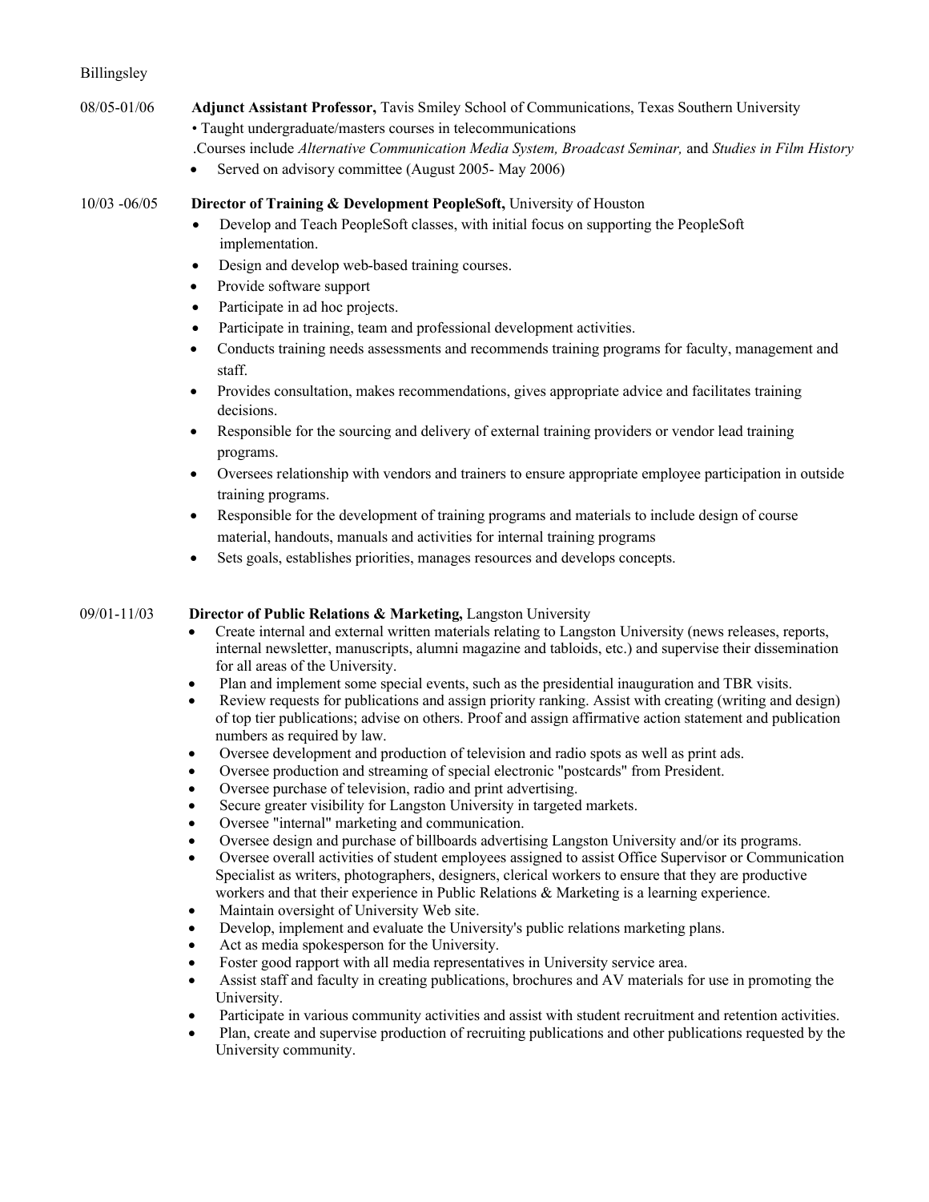08/05-01/06 **Adjunct Assistant Professor,** Tavis Smiley School of Communications, Texas Southern University

• Taught undergraduate/masters courses in telecommunications

.Courses include *Alternative Communication Media System, Broadcast Seminar,* and *Studies in Film History*

- Served on advisory committee (August 2005- May 2006)

10/03 -06/05 **Director of Training & Development PeopleSoft,** University of Houston

- Develop and Teach PeopleSoft classes, with initial focus on supporting the PeopleSoft implementation.
- Design and develop web-based training courses.
- Provide software support
- Participate in ad hoc projects.
- Participate in training, team and professional development activities.
- Conducts training needs assessments and recommends training programs for faculty, management and staff.
- Provides consultation, makes recommendations, gives appropriate advice and facilitates training decisions.
- Responsible for the sourcing and delivery of external training providers or vendor lead training programs.
- Oversees relationship with vendors and trainers to ensure appropriate employee participation in outside training programs.
- Responsible for the development of training programs and materials to include design of course material, handouts, manuals and activities for internal training programs
- Sets goals, establishes priorities, manages resources and develops concepts.

09/01-11/03 **Director of Public Relations & Marketing,** Langston University

- Create internal and external written materials relating to Langston University (news releases, reports, internal newsletter, manuscripts, alumni magazine and tabloids, etc.) and supervise their dissemination for all areas of the University.
- Plan and implement some special events, such as the presidential inauguration and TBR visits.
- Review requests for publications and assign priority ranking. Assist with creating (writing and design) of top tier publications; advise on others. Proof and assign affirmative action statement and publication numbers as required by law.
- Oversee development and production of television and radio spots as well as print ads.
- Oversee production and streaming of special electronic "postcards" from President.
- Oversee purchase of television, radio and print advertising.
- Secure greater visibility for Langston University in targeted markets.
- Oversee "internal" marketing and communication.
- Oversee design and purchase of billboards advertising Langston University and/or its programs.
- Oversee overall activities of student employees assigned to assist Office Supervisor or Communication Specialist as writers, photographers, designers, clerical workers to ensure that they are productive workers and that their experience in Public Relations & Marketing is a learning experience.
- Maintain oversight of University Web site.
- Develop, implement and evaluate the University's public relations marketing plans.
- Act as media spokesperson for the University.
- Foster good rapport with all media representatives in University service area.
- Assist staff and faculty in creating publications, brochures and AV materials for use in promoting the University.
- Participate in various community activities and assist with student recruitment and retention activities.
- Plan, create and supervise production of recruiting publications and other publications requested by the University community.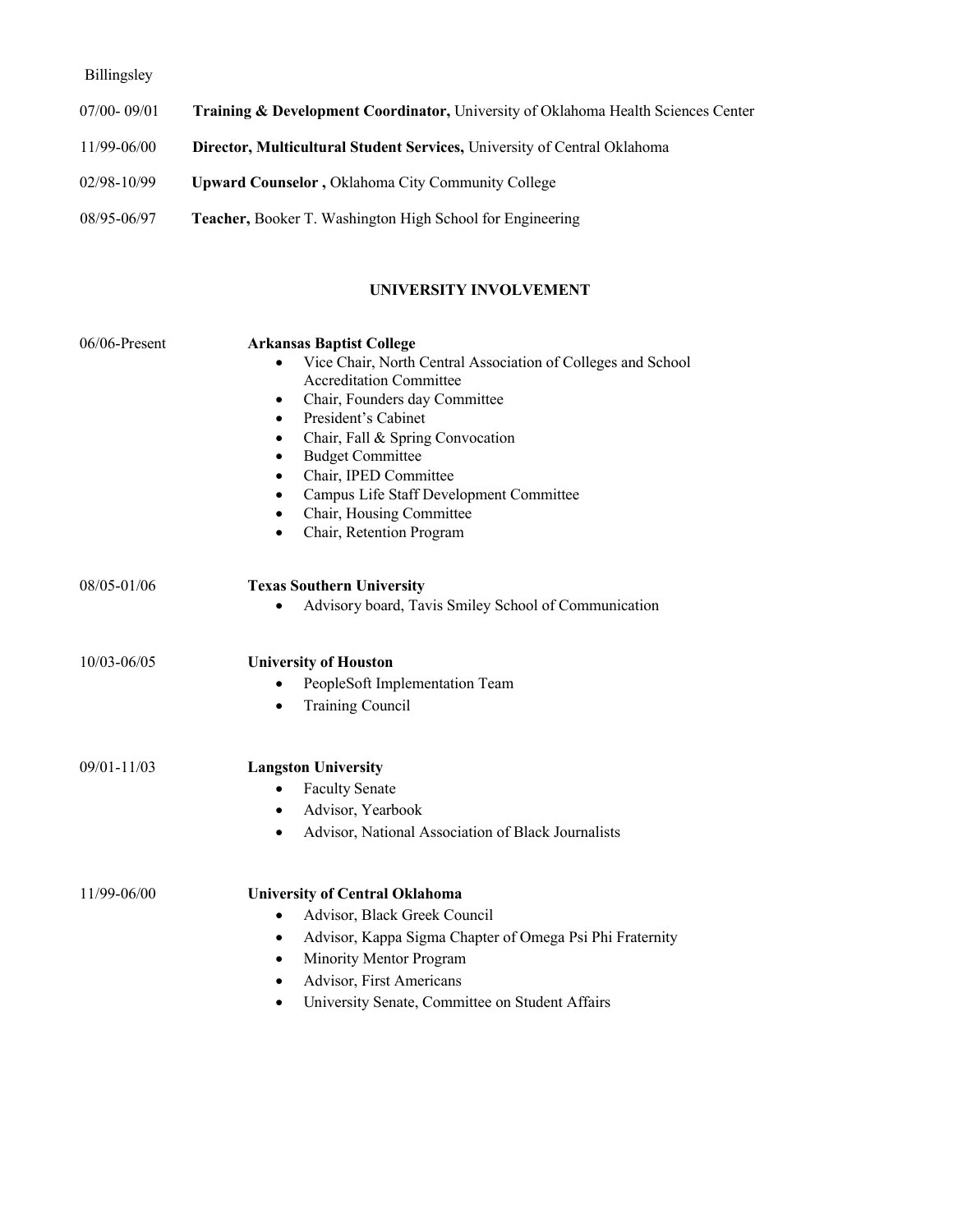07/00- 09/01 **Training & Development Coordinator,** University of Oklahoma Health Sciences Center

11/99-06/00 **Director, Multicultural Student Services,** University of Central Oklahoma

02/98-10/99 **Upward Counselor ,** Oklahoma City Community College

08/95-06/97 **Teacher,** Booker T. Washington High School for Engineering

## UNIVERSITY INVOLVEMENT

06/06-Present **Arkansas Baptist College**

- Vice Chair, North Central Association of Colleges and School Accreditation Committee
- Chair, Founders day Committee
- President's Cabinet
- Chair, Fall & Spring Convocation
- Budget Committee
- Chair, IPED Committee
- Campus Life Staff Development Committee
- Chair, Housing Committee
- Chair, Retention Program

08/05-01/06 **Texas Southern University**

- Advisory board, Tavis Smiley School of Communication

10/03-06/05 **University of Houston**

- PeopleSoft Implementation Team
- Training Council

09/01-11/03 **Langston University**

- Faculty Senate
- Advisor, Yearbook
- Advisor, National Association of Black Journalists

11/99-06/00 **University of Central Oklahoma**

- Advisor, Black Greek Council
- Advisor, Kappa Sigma Chapter of Omega Psi Phi Fraternity
- Minority Mentor Program
- Advisor, First Americans
- University Senate, Committee on Student Affairs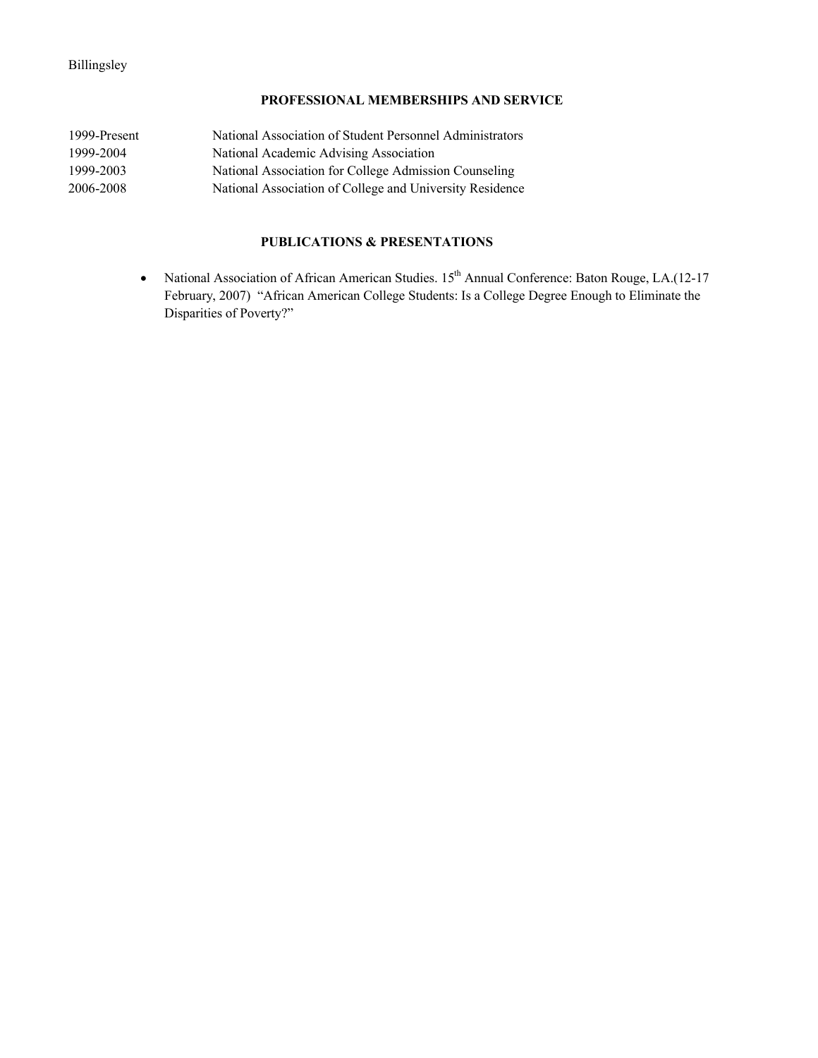## PROFESSIONAL MEMBERSHIPS AND SERVICE

| | |
|---|---|
| 1999-Present | National Association of Student Personnel Administrators |
| 1999-2004 | National Academic Advising Association |
| 1999-2003 | National Association for College Admission Counseling |
| 2006-2008 | National Association of College and University Residence |

## PUBLICATIONS & PRESENTATIONS

- National Association of African American Studies. 15th Annual Conference: Baton Rouge, LA.(12-17 February, 2007) "African American College Students: Is a College Degree Enough to Eliminate the Disparities of Poverty?"